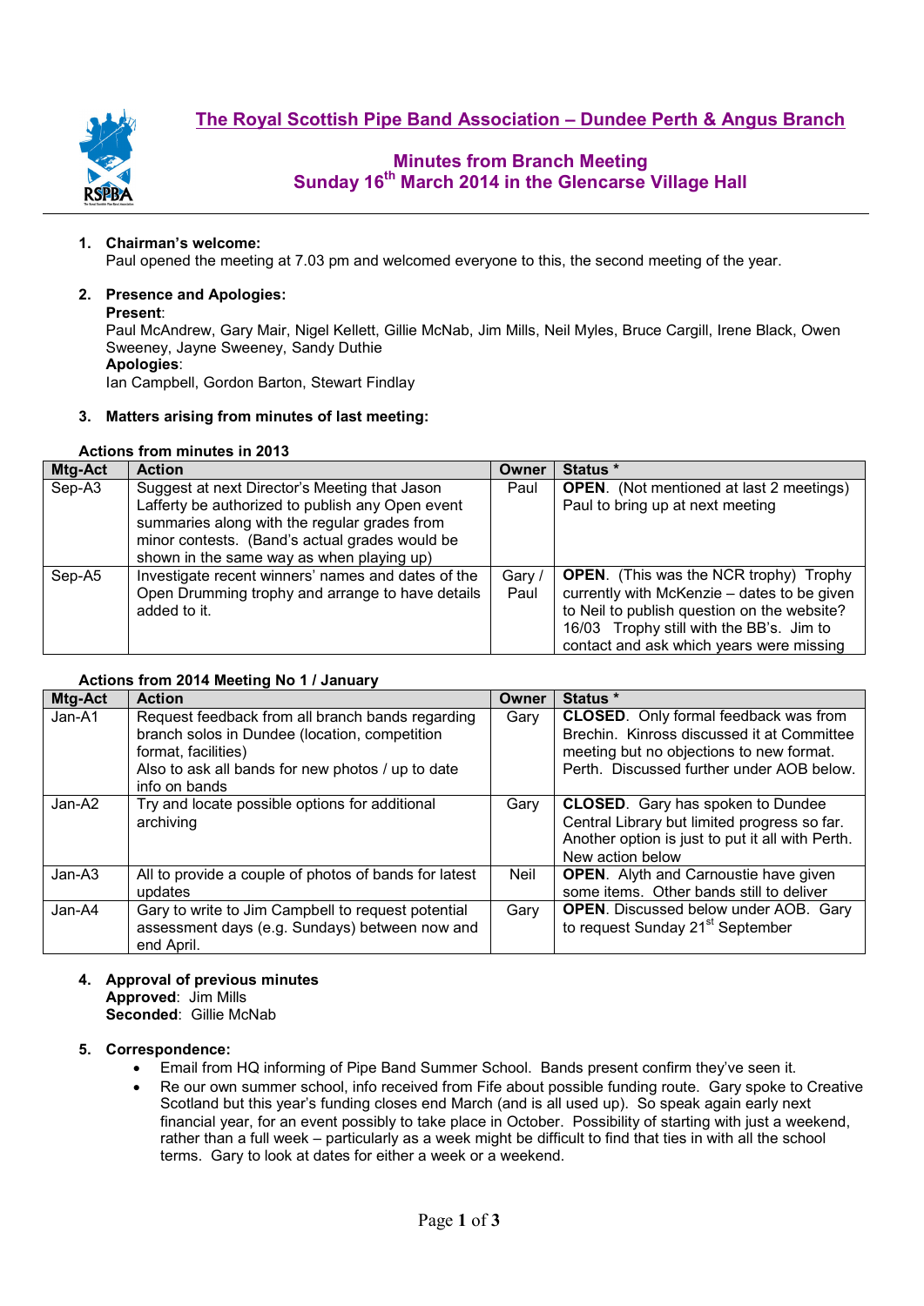# The Royal Scottish Pipe Band Association – Dundee Perth & Angus Branch

## Minutes from Branch Meeting
## Sunday 16th March 2014 in the Glencarse Village Hall

1. **Chairman's welcome:**
   Paul opened the meeting at 7.03 pm and welcomed everyone to this, the second meeting of the year.

2. **Presence and Apologies:**
   **Present**:
   Paul McAndrew, Gary Mair, Nigel Kellett, Gillie McNab, Jim Mills, Neil Myles, Bruce Cargill, Irene Black, Owen Sweeney, Jayne Sweeney, Sandy Duthie
   **Apologies**:
   Ian Campbell, Gordon Barton, Stewart Findlay

3. **Matters arising from minutes of last meeting:**

**Actions from minutes in 2013**

| Mtg-Act | Action | Owner | Status * |
|---|---|---|---|
| Sep-A3 | Suggest at next Director's Meeting that Jason Lafferty be authorized to publish any Open event summaries along with the regular grades from minor contests. (Band's actual grades would be shown in the same way as when playing up) | Paul | **OPEN**. (Not mentioned at last 2 meetings) Paul to bring up at next meeting |
| Sep-A5 | Investigate recent winners' names and dates of the Open Drumming trophy and arrange to have details added to it. | Gary / Paul | **OPEN**. (This was the NCR trophy) Trophy currently with McKenzie – dates to be given to Neil to publish question on the website? 16/03 Trophy still with the BB's. Jim to contact and ask which years were missing |

**Actions from 2014 Meeting No 1 / January**

| Mtg-Act | Action | Owner | Status * |
|---|---|---|---|
| Jan-A1 | Request feedback from all branch bands regarding branch solos in Dundee (location, competition format, facilities) Also to ask all bands for new photos / up to date info on bands | Gary | **CLOSED**. Only formal feedback was from Brechin. Kinross discussed it at Committee meeting but no objections to new format. Perth. Discussed further under AOB below. |
| Jan-A2 | Try and locate possible options for additional archiving | Gary | **CLOSED**. Gary has spoken to Dundee Central Library but limited progress so far. Another option is just to put it all with Perth. New action below |
| Jan-A3 | All to provide a couple of photos of bands for latest updates | Neil | **OPEN**. Alyth and Carnoustie have given some items. Other bands still to deliver |
| Jan-A4 | Gary to write to Jim Campbell to request potential assessment days (e.g. Sundays) between now and end April. | Gary | **OPEN**. Discussed below under AOB. Gary to request Sunday 21st September |

4. **Approval of previous minutes**
   **Approved**: Jim Mills
   **Seconded**: Gillie McNab

5. **Correspondence:**
   - Email from HQ informing of Pipe Band Summer School. Bands present confirm they've seen it.
   - Re our own summer school, info received from Fife about possible funding route. Gary spoke to Creative Scotland but this year's funding closes end March (and is all used up). So speak again early next financial year, for an event possibly to take place in October. Possibility of starting with just a weekend, rather than a full week – particularly as a week might be difficult to find that ties in with all the school terms. Gary to look at dates for either a week or a weekend.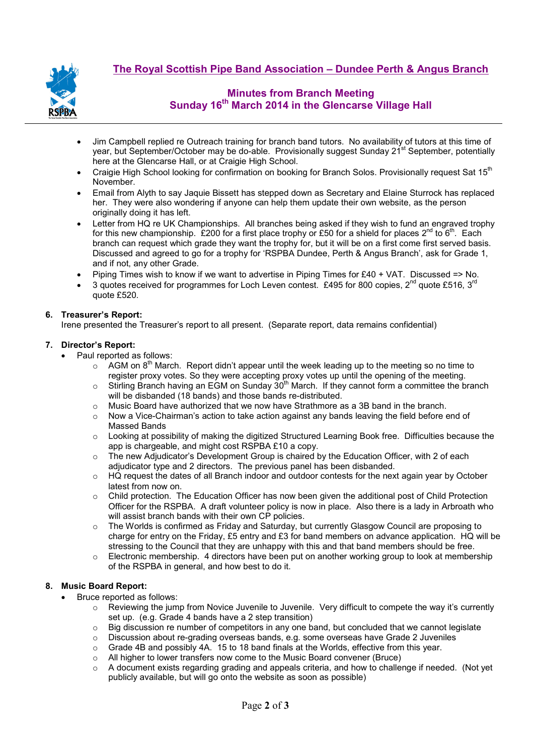# The Royal Scottish Pipe Band Association – Dundee Perth & Angus Branch

## Minutes from Branch Meeting
## Sunday 16th March 2014 in the Glencarse Village Hall

- Jim Campbell replied re Outreach training for branch band tutors. No availability of tutors at this time of year, but September/October may be do-able. Provisionally suggest Sunday 21st September, potentially here at the Glencarse Hall, or at Craigie High School.
- Craigie High School looking for confirmation on booking for Branch Solos. Provisionally request Sat 15th November.
- Email from Alyth to say Jaquie Bissett has stepped down as Secretary and Elaine Sturrock has replaced her. They were also wondering if anyone can help them update their own website, as the person originally doing it has left.
- Letter from HQ re UK Championships. All branches being asked if they wish to fund an engraved trophy for this new championship. £200 for a first place trophy or £50 for a shield for places 2nd to 6th. Each branch can request which grade they want the trophy for, but it will be on a first come first served basis. Discussed and agreed to go for a trophy for 'RSPBA Dundee, Perth & Angus Branch', ask for Grade 1, and if not, any other Grade.
- Piping Times wish to know if we want to advertise in Piping Times for £40 + VAT. Discussed => No.
- 3 quotes received for programmes for Loch Leven contest. £495 for 800 copies, 2nd quote £516, 3rd quote £520.

### 6. Treasurer's Report:

Irene presented the Treasurer's report to all present. (Separate report, data remains confidential)

### 7. Director's Report:

- Paul reported as follows:
  - AGM on 8th March. Report didn't appear until the week leading up to the meeting so no time to register proxy votes. So they were accepting proxy votes up until the opening of the meeting.
  - Stirling Branch having an EGM on Sunday 30th March. If they cannot form a committee the branch will be disbanded (18 bands) and those bands re-distributed.
  - Music Board have authorized that we now have Strathmore as a 3B band in the branch.
  - Now a Vice-Chairman's action to take action against any bands leaving the field before end of Massed Bands
  - Looking at possibility of making the digitized Structured Learning Book free. Difficulties because the app is chargeable, and might cost RSPBA £10 a copy.
  - The new Adjudicator's Development Group is chaired by the Education Officer, with 2 of each adjudicator type and 2 directors. The previous panel has been disbanded.
  - HQ request the dates of all Branch indoor and outdoor contests for the next again year by October latest from now on.
  - Child protection. The Education Officer has now been given the additional post of Child Protection Officer for the RSPBA. A draft volunteer policy is now in place. Also there is a lady in Arbroath who will assist branch bands with their own CP policies.
  - The Worlds is confirmed as Friday and Saturday, but currently Glasgow Council are proposing to charge for entry on the Friday, £5 entry and £3 for band members on advance application. HQ will be stressing to the Council that they are unhappy with this and that band members should be free.
  - Electronic membership. 4 directors have been put on another working group to look at membership of the RSPBA in general, and how best to do it.

### 8. Music Board Report:

- Bruce reported as follows:
  - Reviewing the jump from Novice Juvenile to Juvenile. Very difficult to compete the way it's currently set up. (e.g. Grade 4 bands have a 2 step transition)
  - Big discussion re number of competitors in any one band, but concluded that we cannot legislate
  - Discussion about re-grading overseas bands, e.g. some overseas have Grade 2 Juveniles
  - Grade 4B and possibly 4A. 15 to 18 band finals at the Worlds, effective from this year.
  - All higher to lower transfers now come to the Music Board convener (Bruce)
  - A document exists regarding grading and appeals criteria, and how to challenge if needed. (Not yet publicly available, but will go onto the website as soon as possible)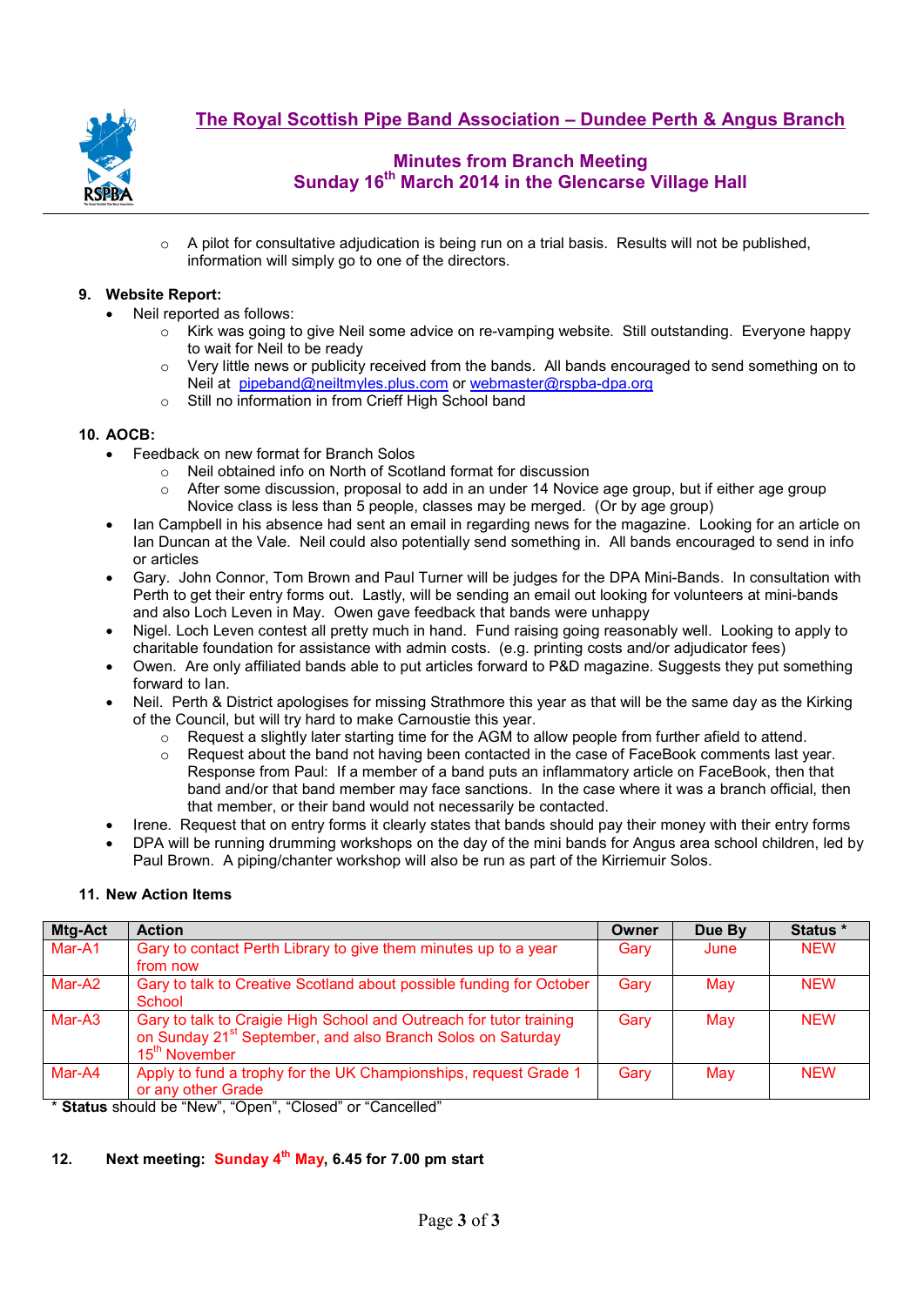# The Royal Scottish Pipe Band Association – Dundee Perth & Angus Branch

## Minutes from Branch Meeting
## Sunday 16th March 2014 in the Glencarse Village Hall

- A pilot for consultative adjudication is being run on a trial basis. Results will not be published, information will simply go to one of the directors.

**9. Website Report:**

- Neil reported as follows:
  - Kirk was going to give Neil some advice on re-vamping website. Still outstanding. Everyone happy to wait for Neil to be ready
  - Very little news or publicity received from the bands. All bands encouraged to send something on to Neil at pipeband@neiltmyles.plus.com or webmaster@rspba-dpa.org
  - Still no information in from Crieff High School band

**10. AOCB:**

- Feedback on new format for Branch Solos
  - Neil obtained info on North of Scotland format for discussion
  - After some discussion, proposal to add in an under 14 Novice age group, but if either age group Novice class is less than 5 people, classes may be merged. (Or by age group)
- Ian Campbell in his absence had sent an email in regarding news for the magazine. Looking for an article on Ian Duncan at the Vale. Neil could also potentially send something in. All bands encouraged to send in info or articles
- Gary. John Connor, Tom Brown and Paul Turner will be judges for the DPA Mini-Bands. In consultation with Perth to get their entry forms out. Lastly, will be sending an email out looking for volunteers at mini-bands and also Loch Leven in May. Owen gave feedback that bands were unhappy
- Nigel. Loch Leven contest all pretty much in hand. Fund raising going reasonably well. Looking to apply to charitable foundation for assistance with admin costs. (e.g. printing costs and/or adjudicator fees)
- Owen. Are only affiliated bands able to put articles forward to P&D magazine. Suggests they put something forward to Ian.
- Neil. Perth & District apologises for missing Strathmore this year as that will be the same day as the Kirking of the Council, but will try hard to make Carnoustie this year.
  - Request a slightly later starting time for the AGM to allow people from further afield to attend.
  - Request about the band not having been contacted in the case of FaceBook comments last year. Response from Paul: If a member of a band puts an inflammatory article on FaceBook, then that band and/or that band member may face sanctions. In the case where it was a branch official, then that member, or their band would not necessarily be contacted.
- Irene. Request that on entry forms it clearly states that bands should pay their money with their entry forms
- DPA will be running drumming workshops on the day of the mini bands for Angus area school children, led by Paul Brown. A piping/chanter workshop will also be run as part of the Kirriemuir Solos.

**11. New Action Items**

| Mtg-Act | Action | Owner | Due By | Status * |
|---|---|---|---|---|
| Mar-A1 | Gary to contact Perth Library to give them minutes up to a year from now | Gary | June | NEW |
| Mar-A2 | Gary to talk to Creative Scotland about possible funding for October School | Gary | May | NEW |
| Mar-A3 | Gary to talk to Craigie High School and Outreach for tutor training on Sunday 21st September, and also Branch Solos on Saturday 15th November | Gary | May | NEW |
| Mar-A4 | Apply to fund a trophy for the UK Championships, request Grade 1 or any other Grade | Gary | May | NEW |

\* **Status** should be "New", "Open", "Closed" or "Cancelled"

**12. Next meeting: Sunday 4th May, 6.45 for 7.00 pm start**